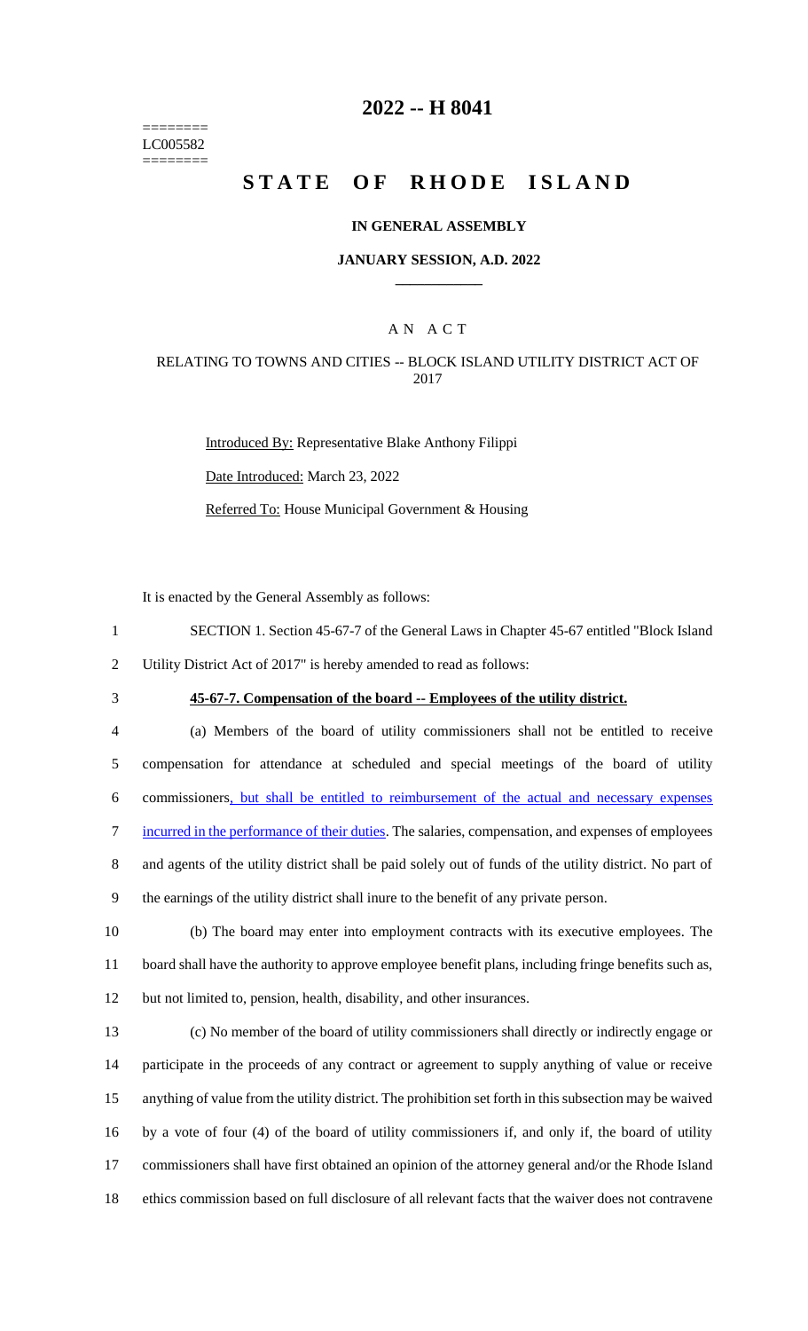========
LC005582
========

# 2022 -- H 8041

# STATE OF RHODE ISLAND

## IN GENERAL ASSEMBLY

### JANUARY SESSION, A.D. 2022

---

A N A C T

RELATING TO TOWNS AND CITIES -- BLOCK ISLAND UTILITY DISTRICT ACT OF 2017

Introduced By: Representative Blake Anthony Filippi

Date Introduced: March 23, 2022

Referred To: House Municipal Government & Housing

It is enacted by the General Assembly as follows:

1 SECTION 1. Section 45-67-7 of the General Laws in Chapter 45-67 entitled "Block Island
2 Utility District Act of 2017" is hereby amended to read as follows:

3 **45-67-7. Compensation of the board -- Employees of the utility district.**

4 (a) Members of the board of utility commissioners shall not be entitled to receive
5 compensation for attendance at scheduled and special meetings of the board of utility
6 commissioners, but shall be entitled to reimbursement of the actual and necessary expenses
7 incurred in the performance of their duties. The salaries, compensation, and expenses of employees
8 and agents of the utility district shall be paid solely out of funds of the utility district. No part of
9 the earnings of the utility district shall inure to the benefit of any private person.

10 (b) The board may enter into employment contracts with its executive employees. The
11 board shall have the authority to approve employee benefit plans, including fringe benefits such as,
12 but not limited to, pension, health, disability, and other insurances.

13 (c) No member of the board of utility commissioners shall directly or indirectly engage or
14 participate in the proceeds of any contract or agreement to supply anything of value or receive
15 anything of value from the utility district. The prohibition set forth in this subsection may be waived
16 by a vote of four (4) of the board of utility commissioners if, and only if, the board of utility
17 commissioners shall have first obtained an opinion of the attorney general and/or the Rhode Island
18 ethics commission based on full disclosure of all relevant facts that the waiver does not contravene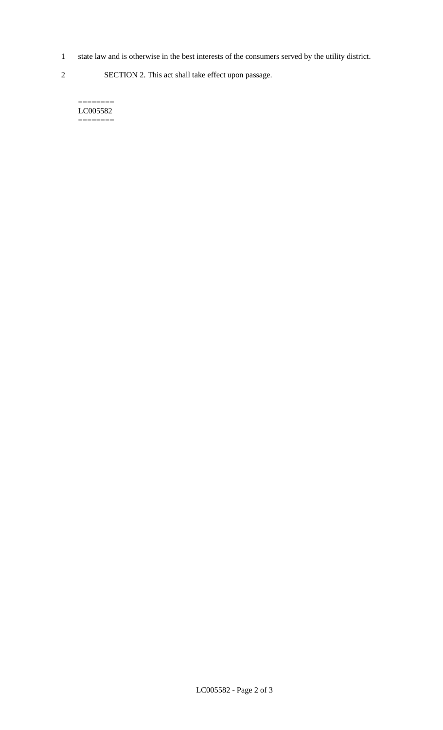state law and is otherwise in the best interests of the consumers served by the utility district.

SECTION 2. This act shall take effect upon passage.

========
LC005582
========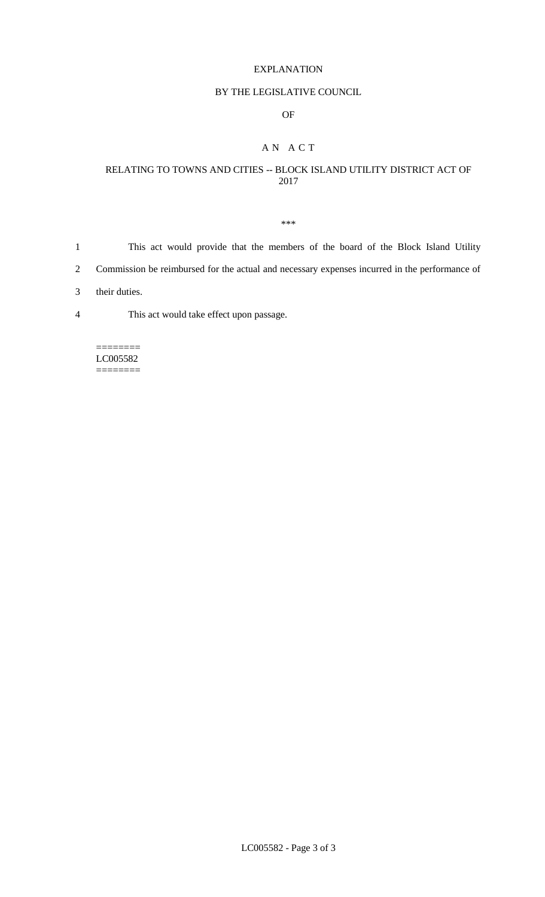EXPLANATION

BY THE LEGISLATIVE COUNCIL

OF

A N A C T

RELATING TO TOWNS AND CITIES -- BLOCK ISLAND UTILITY DISTRICT ACT OF 2017

\*\*\*

1 This act would provide that the members of the board of the Block Island Utility
2 Commission be reimbursed for the actual and necessary expenses incurred in the performance of
3 their duties.
4 This act would take effect upon passage.

========
LC005582
========